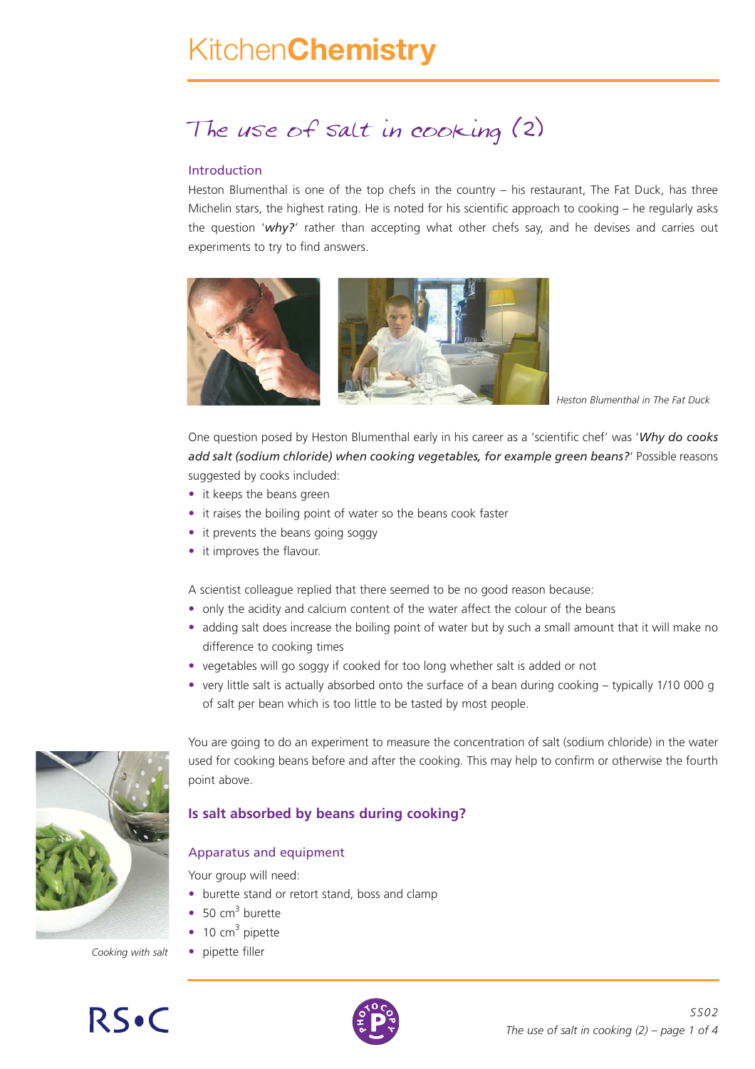# KitchenChemistry

## The use of salt in cooking (2)

### Introduction

Heston Blumenthal is one of the top chefs in the country – his restaurant, The Fat Duck, has three Michelin stars, the highest rating. He is noted for his scientific approach to cooking – he regularly asks the question '***why?***' rather than accepting what other chefs say, and he devises and carries out experiments to try to find answers.

*Heston Blumenthal in The Fat Duck*

One question posed by Heston Blumenthal early in his career as a 'scientific chef' was '***Why do cooks add salt (sodium chloride) when cooking vegetables, for example green beans?***' Possible reasons suggested by cooks included:

- it keeps the beans green
- it raises the boiling point of water so the beans cook faster
- it prevents the beans going soggy
- it improves the flavour.

A scientist colleague replied that there seemed to be no good reason because:

- only the acidity and calcium content of the water affect the colour of the beans
- adding salt does increase the boiling point of water but by such a small amount that it will make no difference to cooking times
- vegetables will go soggy if cooked for too long whether salt is added or not
- very little salt is actually absorbed onto the surface of a bean during cooking – typically 1/10 000 g of salt per bean which is too little to be tasted by most people.

You are going to do an experiment to measure the concentration of salt (sodium chloride) in the water used for cooking beans before and after the cooking. This may help to confirm or otherwise the fourth point above.

*Cooking with salt*

## Is salt absorbed by beans during cooking?

### Apparatus and equipment

Your group will need:

- burette stand or retort stand, boss and clamp
- 50 $cm^3$ burette
- 10 $cm^3$ pipette
- pipette filler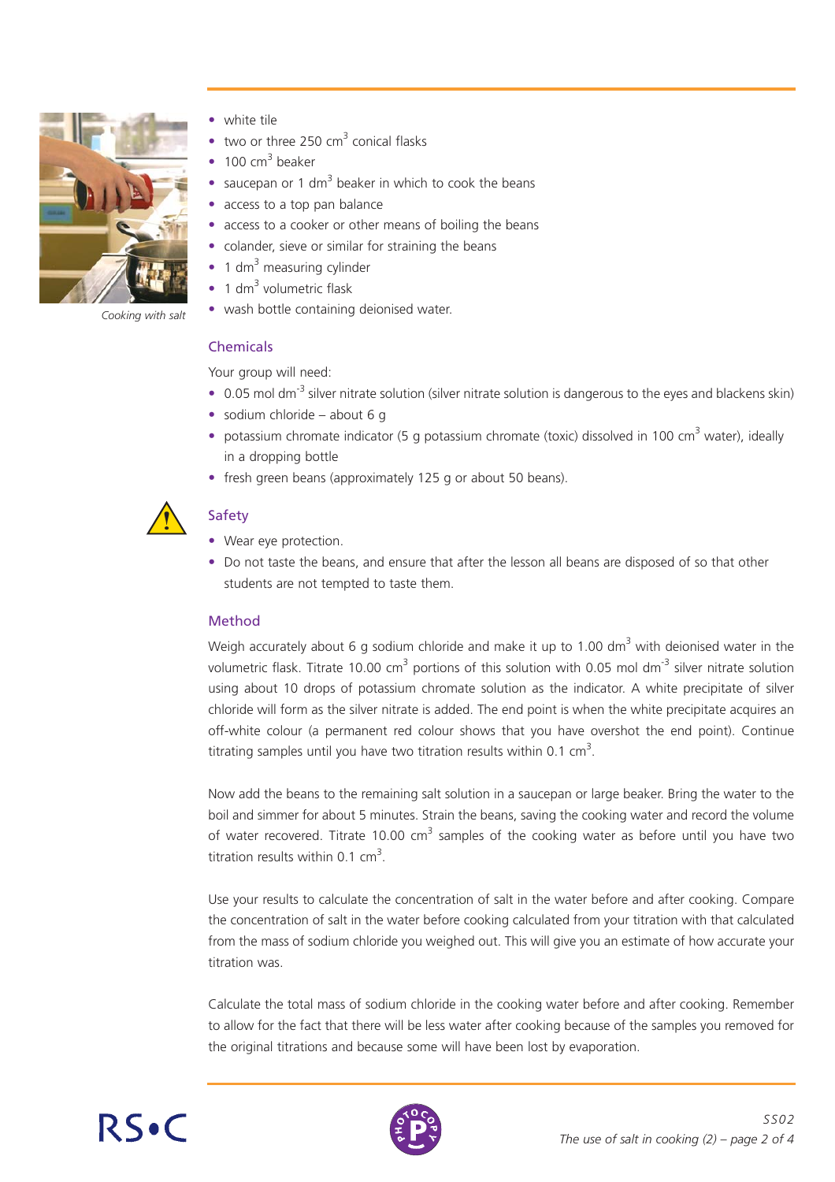- white tile
- two or three 250 $cm^3$ conical flasks
- 100 $cm^3$ beaker
- saucepan or 1 $dm^3$ beaker in which to cook the beans
- access to a top pan balance
- access to a cooker or other means of boiling the beans
- colander, sieve or similar for straining the beans
- 1 $dm^3$ measuring cylinder
- 1 $dm^3$ volumetric flask
- wash bottle containing deionised water.

Cooking with salt

## Chemicals

Your group will need:

- 0.05 mol $dm^{-3}$ silver nitrate solution (silver nitrate solution is dangerous to the eyes and blackens skin)
- sodium chloride – about 6 g
- potassium chromate indicator (5 g potassium chromate (toxic) dissolved in 100 $cm^3$ water), ideally in a dropping bottle
- fresh green beans (approximately 125 g or about 50 beans).

## Safety

- Wear eye protection.
- Do not taste the beans, and ensure that after the lesson all beans are disposed of so that other students are not tempted to taste them.

## Method

Weigh accurately about 6 g sodium chloride and make it up to 1.00 $dm^3$ with deionised water in the volumetric flask. Titrate 10.00 $cm^3$ portions of this solution with 0.05 mol $dm^{-3}$ silver nitrate solution using about 10 drops of potassium chromate solution as the indicator. A white precipitate of silver chloride will form as the silver nitrate is added. The end point is when the white precipitate acquires an off-white colour (a permanent red colour shows that you have overshot the end point). Continue titrating samples until you have two titration results within 0.1 $cm^3$.

Now add the beans to the remaining salt solution in a saucepan or large beaker. Bring the water to the boil and simmer for about 5 minutes. Strain the beans, saving the cooking water and record the volume of water recovered. Titrate 10.00 $cm^3$ samples of the cooking water as before until you have two titration results within 0.1 $cm^3$.

Use your results to calculate the concentration of salt in the water before and after cooking. Compare the concentration of salt in the water before cooking calculated from your titration with that calculated from the mass of sodium chloride you weighed out. This will give you an estimate of how accurate your titration was.

Calculate the total mass of sodium chloride in the cooking water before and after cooking. Remember to allow for the fact that there will be less water after cooking because of the samples you removed for the original titrations and because some will have been lost by evaporation.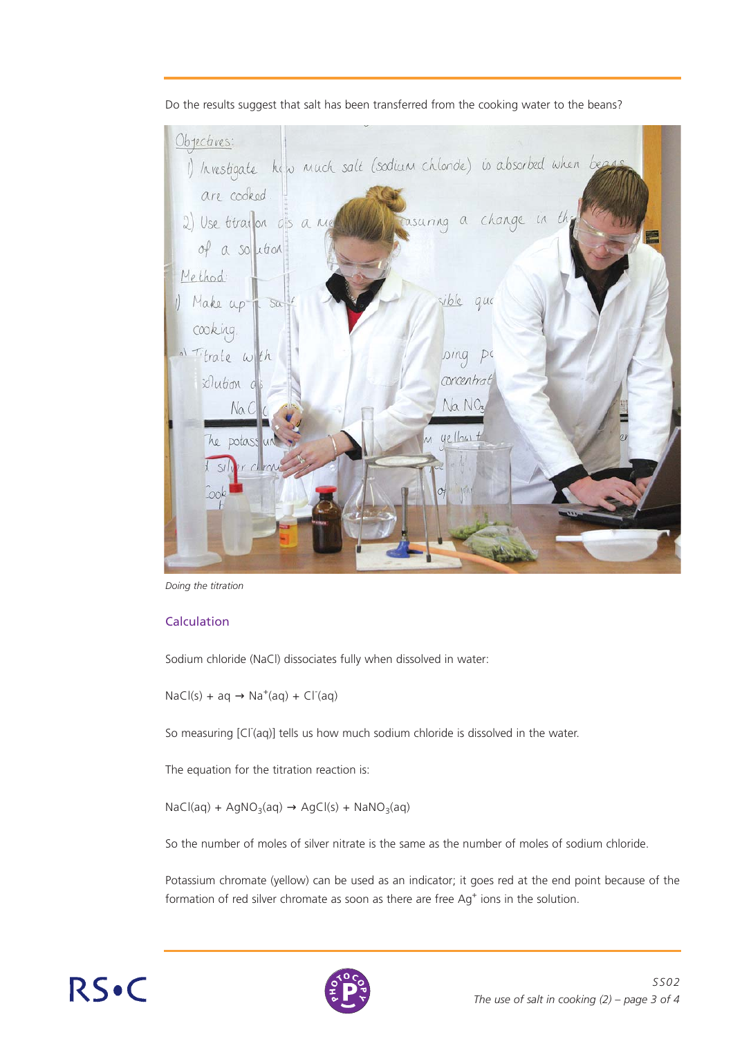Do the results suggest that salt has been transferred from the cooking water to the beans?

*Doing the titration*

## Calculation

Sodium chloride (NaCl) dissociates fully when dissolved in water:

$NaCl(s) + aq \rightarrow Na^{+}(aq) + Cl^{-}(aq)$

So measuring $[Cl^{-}(aq)]$ tells us how much sodium chloride is dissolved in the water.

The equation for the titration reaction is:

$NaCl(aq) + AgNO_3(aq) \rightarrow AgCl(s) + NaNO_3(aq)$

So the number of moles of silver nitrate is the same as the number of moles of sodium chloride.

Potassium chromate (yellow) can be used as an indicator; it goes red at the end point because of the formation of red silver chromate as soon as there are free $Ag^{+}$ ions in the solution.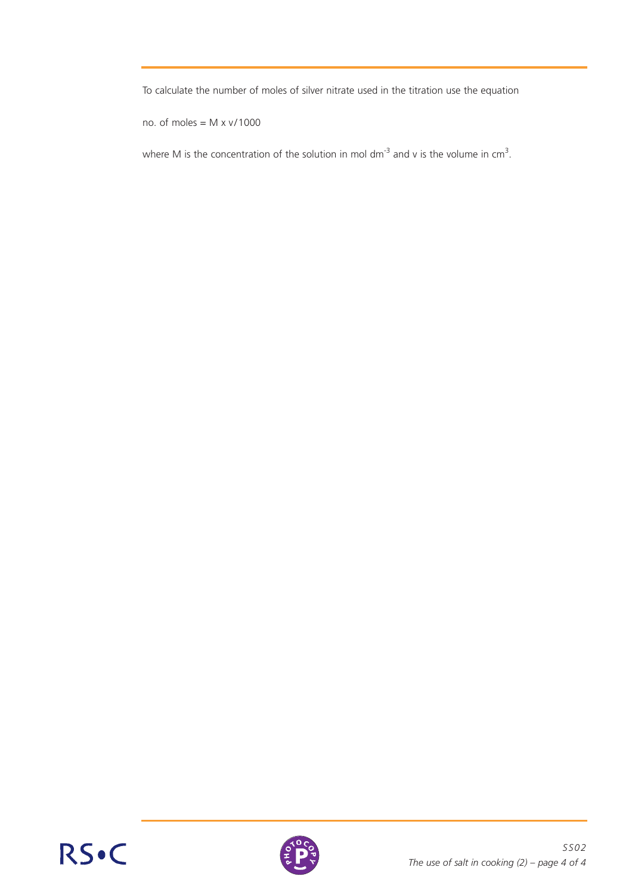To calculate the number of moles of silver nitrate used in the titration use the equation

no. of moles = $M \times v/1000$

where M is the concentration of the solution in mol $dm^{-3}$ and v is the volume in $cm^3$.